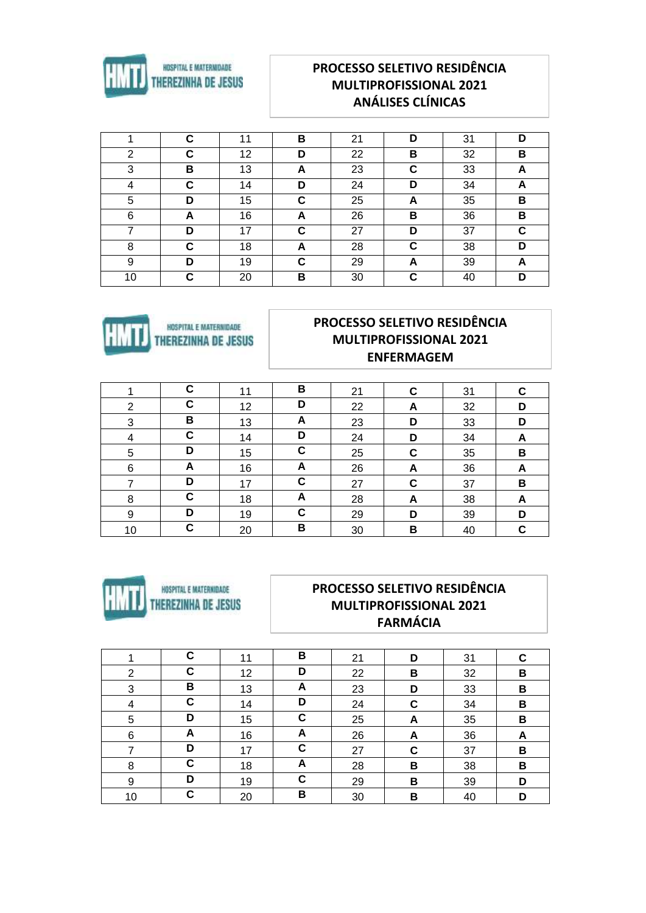HOSPITAL E MATERNIDADE THEREZINHA DE JESUS

## PROCESSO SELETIVO RESIDÊNCIA MULTIPROFISSIONAL 2021 ANÁLISES CLÍNICAS

| | | | | | | | |
|---|---|---|---|---|---|---|---|
| 1 | C | 11 | B | 21 | D | 31 | D |
| 2 | C | 12 | D | 22 | B | 32 | B |
| 3 | B | 13 | A | 23 | C | 33 | A |
| 4 | C | 14 | D | 24 | D | 34 | A |
| 5 | D | 15 | C | 25 | A | 35 | B |
| 6 | A | 16 | A | 26 | B | 36 | B |
| 7 | D | 17 | C | 27 | D | 37 | C |
| 8 | C | 18 | A | 28 | C | 38 | D |
| 9 | D | 19 | C | 29 | A | 39 | A |
| 10 | C | 20 | B | 30 | C | 40 | D |

HOSPITAL E MATERNIDADE THEREZINHA DE JESUS

## PROCESSO SELETIVO RESIDÊNCIA MULTIPROFISSIONAL 2021 ENFERMAGEM

| | | | | | | | |
|---|---|---|---|---|---|---|---|
| 1 | C | 11 | B | 21 | C | 31 | C |
| 2 | C | 12 | D | 22 | A | 32 | D |
| 3 | B | 13 | A | 23 | D | 33 | D |
| 4 | C | 14 | D | 24 | D | 34 | A |
| 5 | D | 15 | C | 25 | C | 35 | B |
| 6 | A | 16 | A | 26 | A | 36 | A |
| 7 | D | 17 | C | 27 | C | 37 | B |
| 8 | C | 18 | A | 28 | A | 38 | A |
| 9 | D | 19 | C | 29 | D | 39 | D |
| 10 | C | 20 | B | 30 | B | 40 | C |

HOSPITAL E MATERNIDADE THEREZINHA DE JESUS

## PROCESSO SELETIVO RESIDÊNCIA MULTIPROFISSIONAL 2021 FARMÁCIA

| | | | | | | | |
|---|---|---|---|---|---|---|---|
| 1 | C | 11 | B | 21 | D | 31 | C |
| 2 | C | 12 | D | 22 | B | 32 | B |
| 3 | B | 13 | A | 23 | D | 33 | B |
| 4 | C | 14 | D | 24 | C | 34 | B |
| 5 | D | 15 | C | 25 | A | 35 | B |
| 6 | A | 16 | A | 26 | A | 36 | A |
| 7 | D | 17 | C | 27 | C | 37 | B |
| 8 | C | 18 | A | 28 | B | 38 | B |
| 9 | D | 19 | C | 29 | B | 39 | D |
| 10 | C | 20 | B | 30 | B | 40 | D |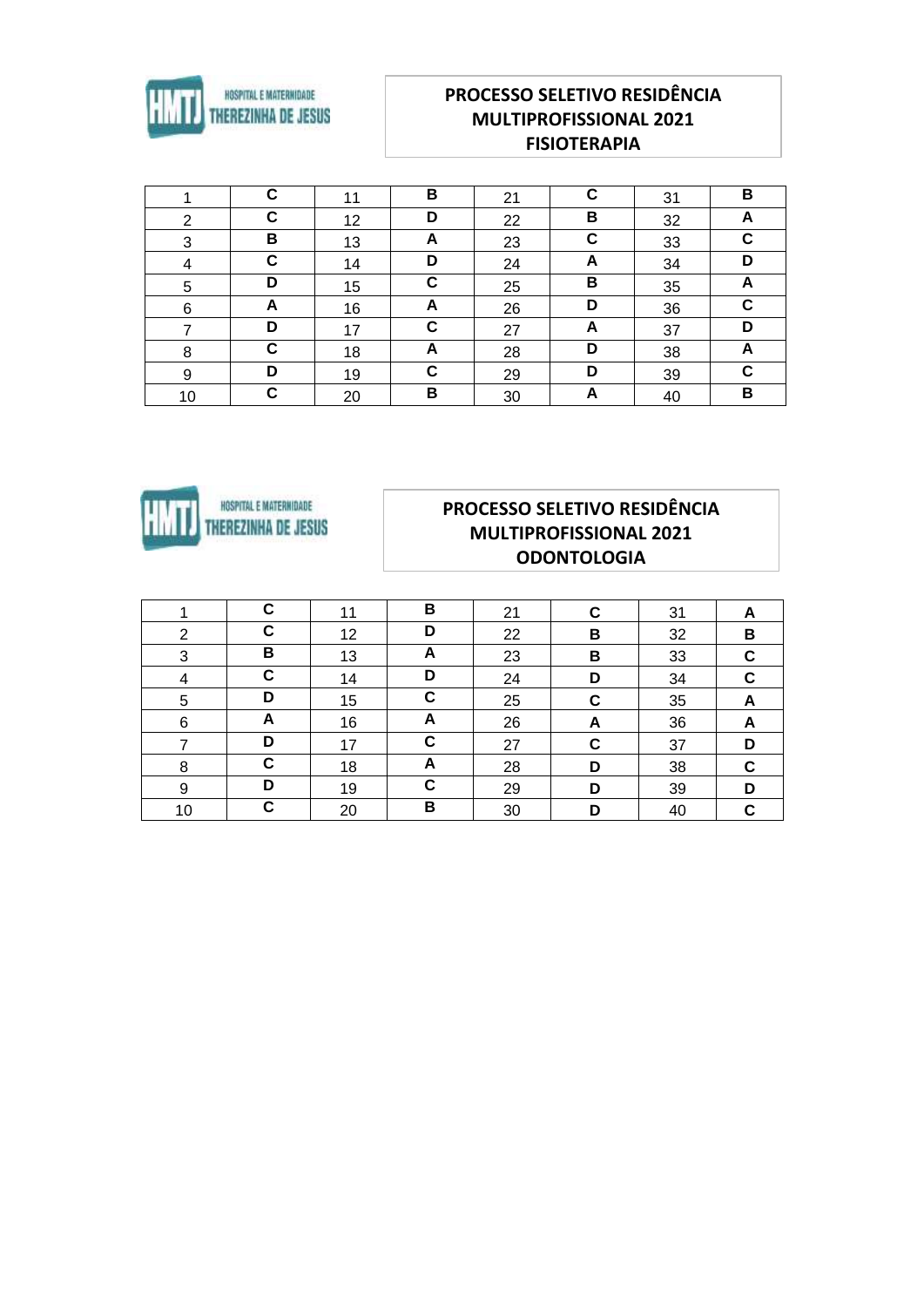HOSPITAL E MATERNIDADE THEREZINHA DE JESUS

## PROCESSO SELETIVO RESIDÊNCIA MULTIPROFISSIONAL 2021 FISIOTERAPIA

| | | | | | | | |
|---|---|---|---|---|---|---|---|
| 1 | C | 11 | B | 21 | C | 31 | B |
| 2 | C | 12 | D | 22 | B | 32 | A |
| 3 | B | 13 | A | 23 | C | 33 | C |
| 4 | C | 14 | D | 24 | A | 34 | D |
| 5 | D | 15 | C | 25 | B | 35 | A |
| 6 | A | 16 | A | 26 | D | 36 | C |
| 7 | D | 17 | C | 27 | A | 37 | D |
| 8 | C | 18 | A | 28 | D | 38 | A |
| 9 | D | 19 | C | 29 | D | 39 | C |
| 10 | C | 20 | B | 30 | A | 40 | B |

HOSPITAL E MATERNIDADE THEREZINHA DE JESUS

## PROCESSO SELETIVO RESIDÊNCIA MULTIPROFISSIONAL 2021 ODONTOLOGIA

| | | | | | | | |
|---|---|---|---|---|---|---|---|
| 1 | C | 11 | B | 21 | C | 31 | A |
| 2 | C | 12 | D | 22 | B | 32 | B |
| 3 | B | 13 | A | 23 | B | 33 | C |
| 4 | C | 14 | D | 24 | D | 34 | C |
| 5 | D | 15 | C | 25 | C | 35 | A |
| 6 | A | 16 | A | 26 | A | 36 | A |
| 7 | D | 17 | C | 27 | C | 37 | D |
| 8 | C | 18 | A | 28 | D | 38 | C |
| 9 | D | 19 | C | 29 | D | 39 | D |
| 10 | C | 20 | B | 30 | D | 40 | C |